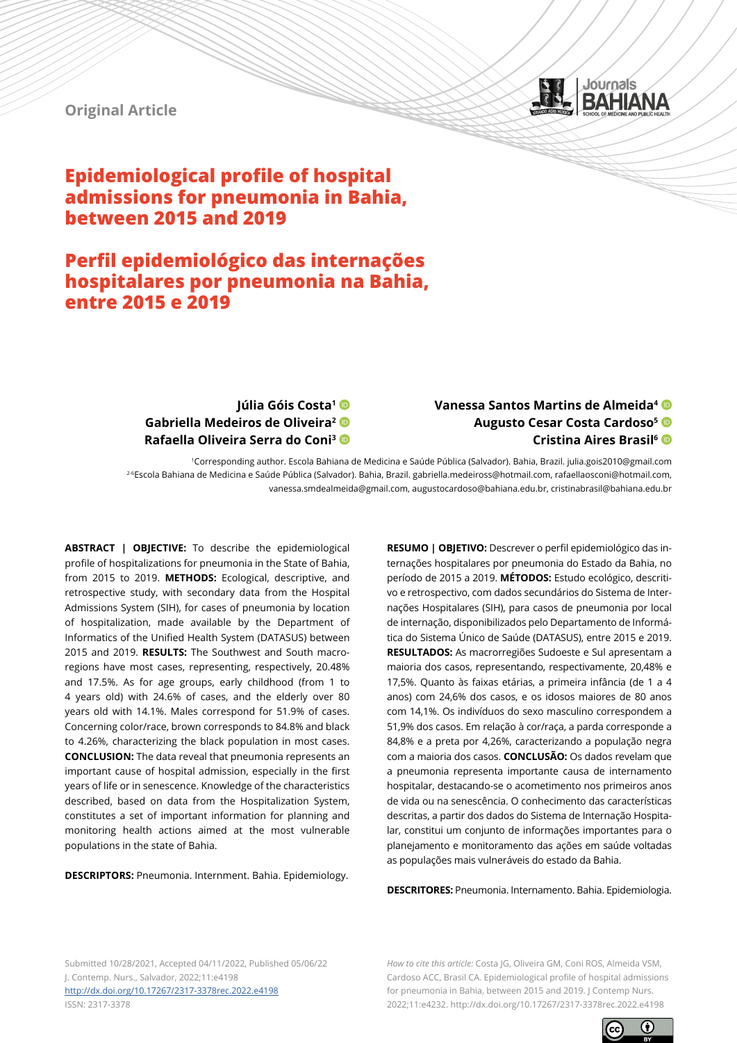Original Article

# Epidemiological profile of hospital admissions for pneumonia in Bahia, between 2015 and 2019

# Perfil epidemiológico das internações hospitalares por pneumonia na Bahia, entre 2015 e 2019

**Júlia Góis Costa**[1]
**Gabriella Medeiros de Oliveira**[2]
**Rafaella Oliveira Serra do Coni**[3]
**Vanessa Santos Martins de Almeida**[4]
**Augusto Cesar Costa Cardoso**[5]
**Cristina Aires Brasil**[6]

[1]Corresponding author. Escola Bahiana de Medicina e Saúde Pública (Salvador). Bahia, Brazil. julia.gois2010@gmail.com
[2-6]Escola Bahiana de Medicina e Saúde Pública (Salvador). Bahia, Brazil. gabriella.medeiross@hotmail.com, rafaellaosconi@hotmail.com, vanessa.smdealmeida@gmail.com, augustocardoso@bahiana.edu.br, cristinabrasil@bahiana.edu.br

**ABSTRACT | OBJECTIVE:** To describe the epidemiological profile of hospitalizations for pneumonia in the State of Bahia, from 2015 to 2019. **METHODS:** Ecological, descriptive, and retrospective study, with secondary data from the Hospital Admissions System (SIH), for cases of pneumonia by location of hospitalization, made available by the Department of Informatics of the Unified Health System (DATASUS) between 2015 and 2019. **RESULTS:** The Southwest and South macro-regions have most cases, representing, respectively, 20.48% and 17.5%. As for age groups, early childhood (from 1 to 4 years old) with 24.6% of cases, and the elderly over 80 years old with 14.1%. Males correspond for 51.9% of cases. Concerning color/race, brown corresponds to 84.8% and black to 4.26%, characterizing the black population in most cases. **CONCLUSION:** The data reveal that pneumonia represents an important cause of hospital admission, especially in the first years of life or in senescence. Knowledge of the characteristics described, based on data from the Hospitalization System, constitutes a set of important information for planning and monitoring health actions aimed at the most vulnerable populations in the state of Bahia.

**DESCRIPTORS:** Pneumonia. Internment. Bahia. Epidemiology.

**RESUMO | OBJETIVO:** Descrever o perfil epidemiológico das internações hospitalares por pneumonia do Estado da Bahia, no período de 2015 a 2019. **MÉTODOS:** Estudo ecológico, descritivo e retrospectivo, com dados secundários do Sistema de Internações Hospitalares (SIH), para casos de pneumonia por local de internação, disponibilizados pelo Departamento de Informática do Sistema Único de Saúde (DATASUS), entre 2015 e 2019. **RESULTADOS:** As macrorregiões Sudoeste e Sul apresentam a maioria dos casos, representando, respectivamente, 20,48% e 17,5%. Quanto às faixas etárias, a primeira infância (de 1 a 4 anos) com 24,6% dos casos, e os idosos maiores de 80 anos com 14,1%. Os indivíduos do sexo masculino correspondem a 51,9% dos casos. Em relação à cor/raça, a parda corresponde a 84,8% e a preta por 4,26%, caracterizando a população negra com a maioria dos casos. **CONCLUSÃO:** Os dados revelam que a pneumonia representa importante causa de internamento hospitalar, destacando-se o acometimento nos primeiros anos de vida ou na senescência. O conhecimento das características descritas, a partir dos dados do Sistema de Internação Hospitalar, constitui um conjunto de informações importantes para o planejamento e monitoramento das ações em saúde voltadas as populações mais vulneráveis do estado da Bahia.

**DESCRITORES:** Pneumonia. Internamento. Bahia. Epidemiologia.

Submitted 10/28/2021, Accepted 04/11/2022, Published 05/06/22
J. Contemp. Nurs., Salvador, 2022;11:e4198
http://dx.doi.org/10.17267/2317-3378rec.2022.e4198
ISSN: 2317-3378

*How to cite this article:* Costa JG, Oliveira GM, Coni ROS, Almeida VSM, Cardoso ACC, Brasil CA. Epidemiological profile of hospital admissions for pneumonia in Bahia, between 2015 and 2019. J Contemp Nurs. 2022;11:e4232. http://dx.doi.org/10.17267/2317-3378rec.2022.e4198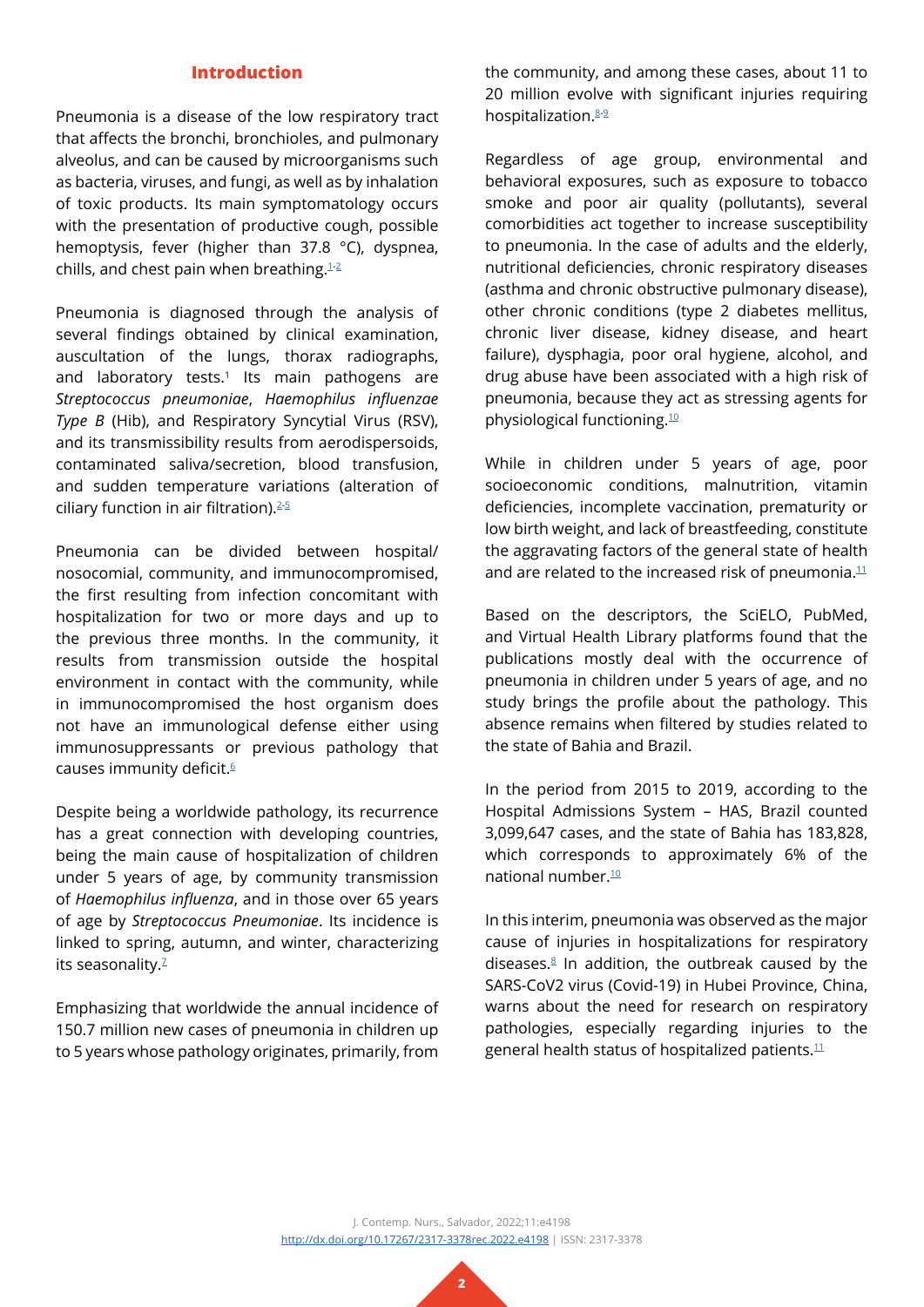## Introduction

Pneumonia is a disease of the low respiratory tract that affects the bronchi, bronchioles, and pulmonary alveolus, and can be caused by microorganisms such as bacteria, viruses, and fungi, as well as by inhalation of toxic products. Its main symptomatology occurs with the presentation of productive cough, possible hemoptysis, fever (higher than 37.8 °C), dyspnea, chills, and chest pain when breathing.[1-2]

Pneumonia is diagnosed through the analysis of several findings obtained by clinical examination, auscultation of the lungs, thorax radiographs, and laboratory tests.[1] Its main pathogens are *Streptococcus pneumoniae*, *Haemophilus influenzae Type B* (Hib), and Respiratory Syncytial Virus (RSV), and its transmissibility results from aerodispersoids, contaminated saliva/secretion, blood transfusion, and sudden temperature variations (alteration of ciliary function in air filtration).[2-5]

Pneumonia can be divided between hospital/nosocomial, community, and immunocompromised, the first resulting from infection concomitant with hospitalization for two or more days and up to the previous three months. In the community, it results from transmission outside the hospital environment in contact with the community, while in immunocompromised the host organism does not have an immunological defense either using immunosuppressants or previous pathology that causes immunity deficit.[6]

Despite being a worldwide pathology, its recurrence has a great connection with developing countries, being the main cause of hospitalization of children under 5 years of age, by community transmission of *Haemophilus influenza*, and in those over 65 years of age by *Streptococcus Pneumoniae*. Its incidence is linked to spring, autumn, and winter, characterizing its seasonality.[7]

Emphasizing that worldwide the annual incidence of 150.7 million new cases of pneumonia in children up to 5 years whose pathology originates, primarily, from the community, and among these cases, about 11 to 20 million evolve with significant injuries requiring hospitalization.[8-9]

Regardless of age group, environmental and behavioral exposures, such as exposure to tobacco smoke and poor air quality (pollutants), several comorbidities act together to increase susceptibility to pneumonia. In the case of adults and the elderly, nutritional deficiencies, chronic respiratory diseases (asthma and chronic obstructive pulmonary disease), other chronic conditions (type 2 diabetes mellitus, chronic liver disease, kidney disease, and heart failure), dysphagia, poor oral hygiene, alcohol, and drug abuse have been associated with a high risk of pneumonia, because they act as stressing agents for physiological functioning.[10]

While in children under 5 years of age, poor socioeconomic conditions, malnutrition, vitamin deficiencies, incomplete vaccination, prematurity or low birth weight, and lack of breastfeeding, constitute the aggravating factors of the general state of health and are related to the increased risk of pneumonia.[11]

Based on the descriptors, the SciELO, PubMed, and Virtual Health Library platforms found that the publications mostly deal with the occurrence of pneumonia in children under 5 years of age, and no study brings the profile about the pathology. This absence remains when filtered by studies related to the state of Bahia and Brazil.

In the period from 2015 to 2019, according to the Hospital Admissions System – HAS, Brazil counted 3,099,647 cases, and the state of Bahia has 183,828, which corresponds to approximately 6% of the national number.[10]

In this interim, pneumonia was observed as the major cause of injuries in hospitalizations for respiratory diseases.[8] In addition, the outbreak caused by the SARS-CoV2 virus (Covid-19) in Hubei Province, China, warns about the need for research on respiratory pathologies, especially regarding injuries to the general health status of hospitalized patients.[11]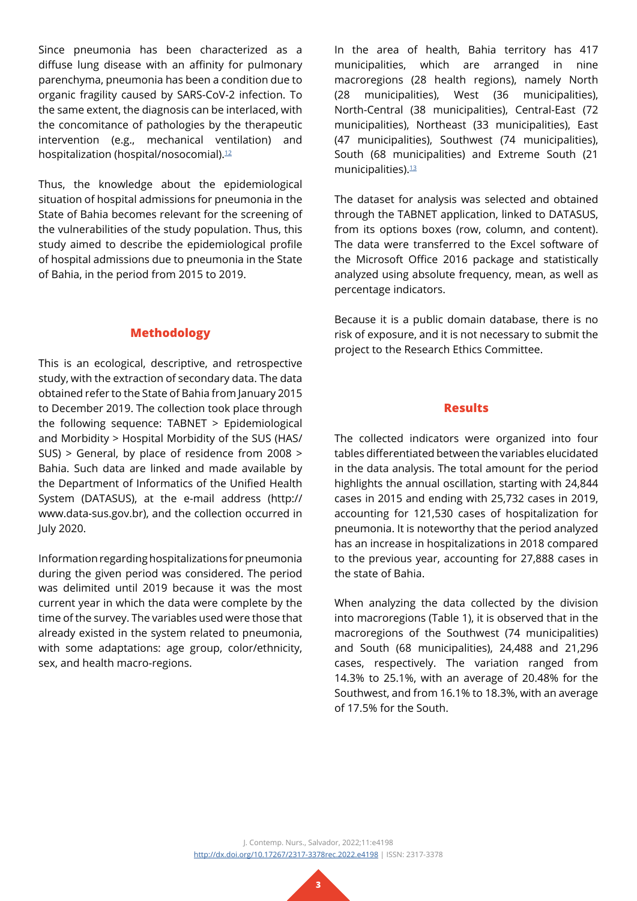Since pneumonia has been characterized as a diffuse lung disease with an affinity for pulmonary parenchyma, pneumonia has been a condition due to organic fragility caused by SARS-CoV-2 infection. To the same extent, the diagnosis can be interlaced, with the concomitance of pathologies by the therapeutic intervention (e.g., mechanical ventilation) and hospitalization (hospital/nosocomial).[12]

Thus, the knowledge about the epidemiological situation of hospital admissions for pneumonia in the State of Bahia becomes relevant for the screening of the vulnerabilities of the study population. Thus, this study aimed to describe the epidemiological profile of hospital admissions due to pneumonia in the State of Bahia, in the period from 2015 to 2019.

## Methodology

This is an ecological, descriptive, and retrospective study, with the extraction of secondary data. The data obtained refer to the State of Bahia from January 2015 to December 2019. The collection took place through the following sequence: TABNET > Epidemiological and Morbidity > Hospital Morbidity of the SUS (HAS/SUS) > General, by place of residence from 2008 > Bahia. Such data are linked and made available by the Department of Informatics of the Unified Health System (DATASUS), at the e-mail address (http://www.data-sus.gov.br), and the collection occurred in July 2020.

Information regarding hospitalizations for pneumonia during the given period was considered. The period was delimited until 2019 because it was the most current year in which the data were complete by the time of the survey. The variables used were those that already existed in the system related to pneumonia, with some adaptations: age group, color/ethnicity, sex, and health macro-regions.

In the area of health, Bahia territory has 417 municipalities, which are arranged in nine macroregions (28 health regions), namely North (28 municipalities), West (36 municipalities), North-Central (38 municipalities), Central-East (72 municipalities), Northeast (33 municipalities), East (47 municipalities), Southwest (74 municipalities), South (68 municipalities) and Extreme South (21 municipalities).[13]

The dataset for analysis was selected and obtained through the TABNET application, linked to DATASUS, from its options boxes (row, column, and content). The data were transferred to the Excel software of the Microsoft Office 2016 package and statistically analyzed using absolute frequency, mean, as well as percentage indicators.

Because it is a public domain database, there is no risk of exposure, and it is not necessary to submit the project to the Research Ethics Committee.

## Results

The collected indicators were organized into four tables differentiated between the variables elucidated in the data analysis. The total amount for the period highlights the annual oscillation, starting with 24,844 cases in 2015 and ending with 25,732 cases in 2019, accounting for 121,530 cases of hospitalization for pneumonia. It is noteworthy that the period analyzed has an increase in hospitalizations in 2018 compared to the previous year, accounting for 27,888 cases in the state of Bahia.

When analyzing the data collected by the division into macroregions (Table 1), it is observed that in the macroregions of the Southwest (74 municipalities) and South (68 municipalities), 24,488 and 21,296 cases, respectively. The variation ranged from 14.3% to 25.1%, with an average of 20.48% for the Southwest, and from 16.1% to 18.3%, with an average of 17.5% for the South.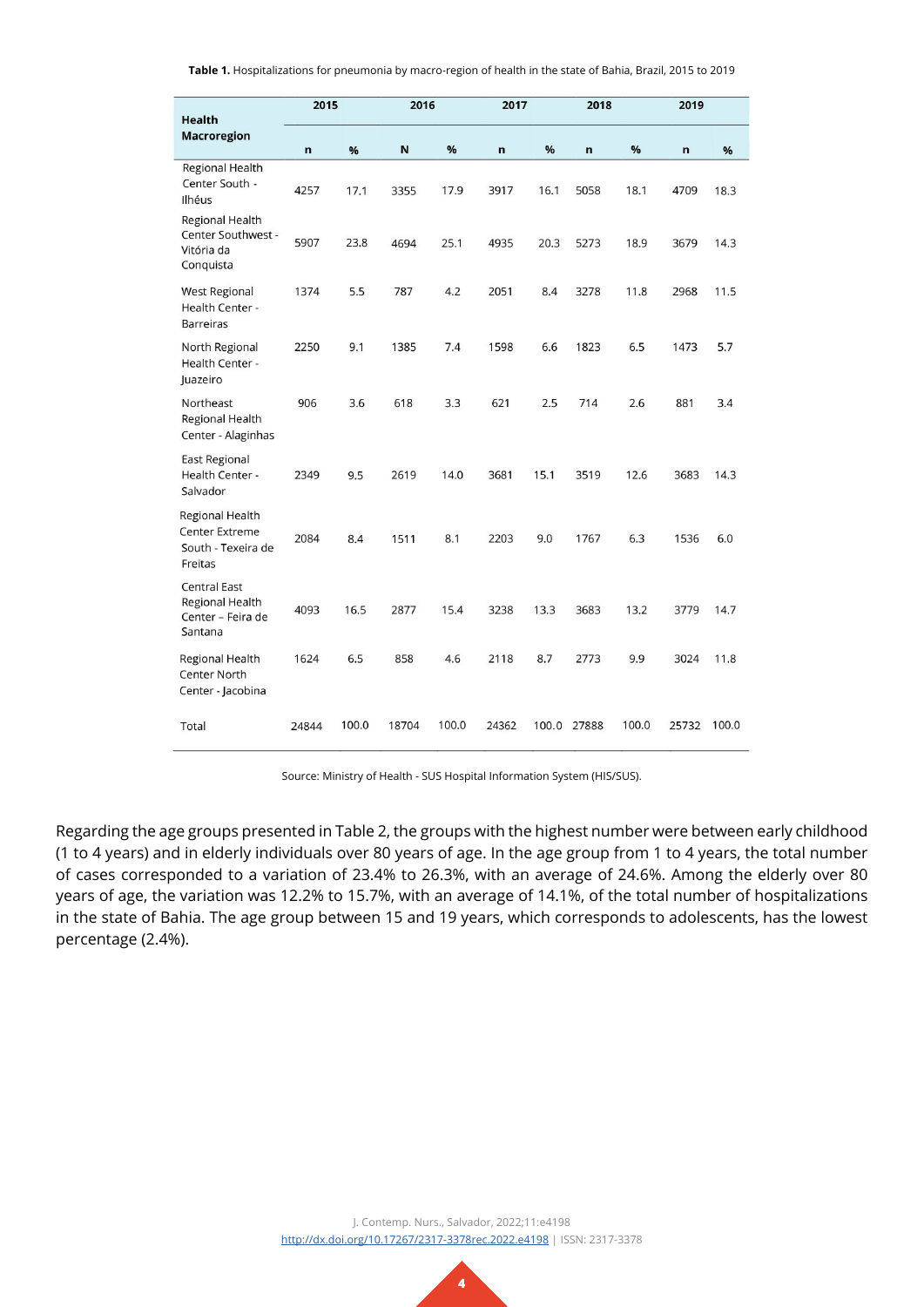**Table 1.** Hospitalizations for pneumonia by macro-region of health in the state of Bahia, Brazil, 2015 to 2019

| Health Macroregion | 2015 | | 2016 | | 2017 | | 2018 | | 2019 | |
|---|---|---|---|---|---|---|---|---|---|---|
| | n | % | N | % | n | % | n | % | n | % |
| Regional Health Center South - Ilhéus | 4257 | 17.1 | 3355 | 17.9 | 3917 | 16.1 | 5058 | 18.1 | 4709 | 18.3 |
| Regional Health Center Southwest - Vitória da Conquista | 5907 | 23.8 | 4694 | 25.1 | 4935 | 20.3 | 5273 | 18.9 | 3679 | 14.3 |
| West Regional Health Center - Barreiras | 1374 | 5.5 | 787 | 4.2 | 2051 | 8.4 | 3278 | 11.8 | 2968 | 11.5 |
| North Regional Health Center - Juazeiro | 2250 | 9.1 | 1385 | 7.4 | 1598 | 6.6 | 1823 | 6.5 | 1473 | 5.7 |
| Northeast Regional Health Center - Alaginhas | 906 | 3.6 | 618 | 3.3 | 621 | 2.5 | 714 | 2.6 | 881 | 3.4 |
| East Regional Health Center - Salvador | 2349 | 9.5 | 2619 | 14.0 | 3681 | 15.1 | 3519 | 12.6 | 3683 | 14.3 |
| Regional Health Center Extreme South - Texeira de Freitas | 2084 | 8.4 | 1511 | 8.1 | 2203 | 9.0 | 1767 | 6.3 | 1536 | 6.0 |
| Central East Regional Health Center – Feira de Santana | 4093 | 16.5 | 2877 | 15.4 | 3238 | 13.3 | 3683 | 13.2 | 3779 | 14.7 |
| Regional Health Center North Center - Jacobina | 1624 | 6.5 | 858 | 4.6 | 2118 | 8.7 | 2773 | 9.9 | 3024 | 11.8 |
| Total | 24844 | 100.0 | 18704 | 100.0 | 24362 | 100.0 | 27888 | 100.0 | 25732 | 100.0 |

Source: Ministry of Health - SUS Hospital Information System (HIS/SUS).

Regarding the age groups presented in Table 2, the groups with the highest number were between early childhood (1 to 4 years) and in elderly individuals over 80 years of age. In the age group from 1 to 4 years, the total number of cases corresponded to a variation of 23.4% to 26.3%, with an average of 24.6%. Among the elderly over 80 years of age, the variation was 12.2% to 15.7%, with an average of 14.1%, of the total number of hospitalizations in the state of Bahia. The age group between 15 and 19 years, which corresponds to adolescents, has the lowest percentage (2.4%).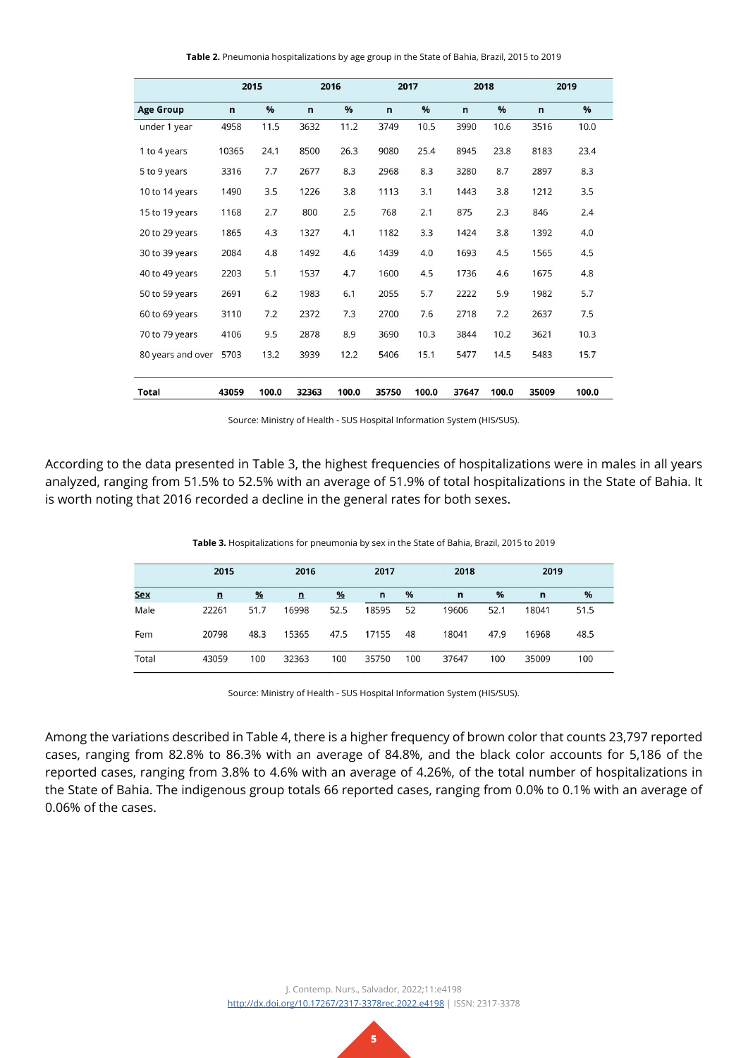**Table 2.** Pneumonia hospitalizations by age group in the State of Bahia, Brazil, 2015 to 2019

| | 2015 | | 2016 | | 2017 | | 2018 | | 2019 | |
|---|---|---|---|---|---|---|---|---|---|---|
| **Age Group** | **n** | **%** | **n** | **%** | **n** | **%** | **n** | **%** | **n** | **%** |
| under 1 year | 4958 | 11.5 | 3632 | 11.2 | 3749 | 10.5 | 3990 | 10.6 | 3516 | 10.0 |
| 1 to 4 years | 10365 | 24.1 | 8500 | 26.3 | 9080 | 25.4 | 8945 | 23.8 | 8183 | 23.4 |
| 5 to 9 years | 3316 | 7.7 | 2677 | 8.3 | 2968 | 8.3 | 3280 | 8.7 | 2897 | 8.3 |
| 10 to 14 years | 1490 | 3.5 | 1226 | 3.8 | 1113 | 3.1 | 1443 | 3.8 | 1212 | 3.5 |
| 15 to 19 years | 1168 | 2.7 | 800 | 2.5 | 768 | 2.1 | 875 | 2.3 | 846 | 2.4 |
| 20 to 29 years | 1865 | 4.3 | 1327 | 4.1 | 1182 | 3.3 | 1424 | 3.8 | 1392 | 4.0 |
| 30 to 39 years | 2084 | 4.8 | 1492 | 4.6 | 1439 | 4.0 | 1693 | 4.5 | 1565 | 4.5 |
| 40 to 49 years | 2203 | 5.1 | 1537 | 4.7 | 1600 | 4.5 | 1736 | 4.6 | 1675 | 4.8 |
| 50 to 59 years | 2691 | 6.2 | 1983 | 6.1 | 2055 | 5.7 | 2222 | 5.9 | 1982 | 5.7 |
| 60 to 69 years | 3110 | 7.2 | 2372 | 7.3 | 2700 | 7.6 | 2718 | 7.2 | 2637 | 7.5 |
| 70 to 79 years | 4106 | 9.5 | 2878 | 8.9 | 3690 | 10.3 | 3844 | 10.2 | 3621 | 10.3 |
| 80 years and over | 5703 | 13.2 | 3939 | 12.2 | 5406 | 15.1 | 5477 | 14.5 | 5483 | 15.7 |
| **Total** | **43059** | **100.0** | **32363** | **100.0** | **35750** | **100.0** | **37647** | **100.0** | **35009** | **100.0** |

Source: Ministry of Health - SUS Hospital Information System (HIS/SUS).

According to the data presented in Table 3, the highest frequencies of hospitalizations were in males in all years analyzed, ranging from 51.5% to 52.5% with an average of 51.9% of total hospitalizations in the State of Bahia. It is worth noting that 2016 recorded a decline in the general rates for both sexes.

**Table 3.** Hospitalizations for pneumonia by sex in the State of Bahia, Brazil, 2015 to 2019

| | 2015 | | 2016 | | 2017 | | 2018 | | 2019 | |
|---|---|---|---|---|---|---|---|---|---|---|
| **Sex** | **n** | **%** | **n** | **%** | **n** | **%** | **n** | **%** | **n** | **%** |
| Male | 22261 | 51.7 | 16998 | 52.5 | 18595 | 52 | 19606 | 52.1 | 18041 | 51.5 |
| Fem | 20798 | 48.3 | 15365 | 47.5 | 17155 | 48 | 18041 | 47.9 | 16968 | 48.5 |
| Total | 43059 | 100 | 32363 | 100 | 35750 | 100 | 37647 | 100 | 35009 | 100 |

Source: Ministry of Health - SUS Hospital Information System (HIS/SUS).

Among the variations described in Table 4, there is a higher frequency of brown color that counts 23,797 reported cases, ranging from 82.8% to 86.3% with an average of 84.8%, and the black color accounts for 5,186 of the reported cases, ranging from 3.8% to 4.6% with an average of 4.26%, of the total number of hospitalizations in the State of Bahia. The indigenous group totals 66 reported cases, ranging from 0.0% to 0.1% with an average of 0.06% of the cases.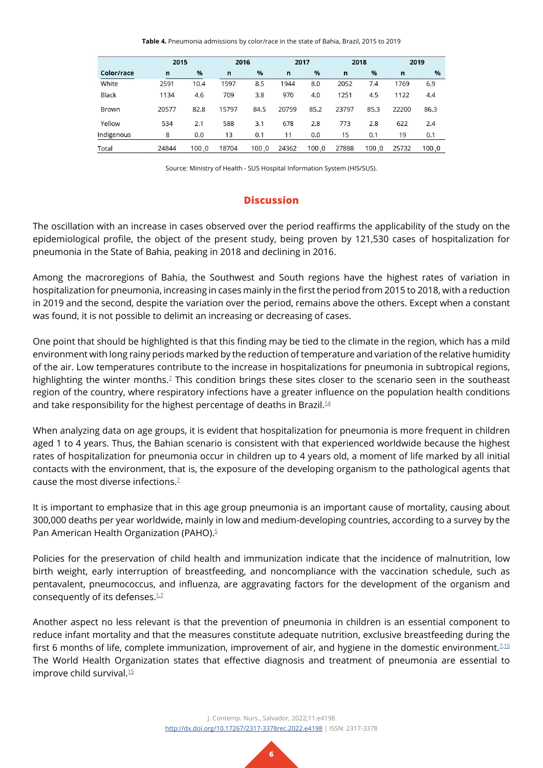**Table 4.** Pneumonia admissions by color/race in the state of Bahia, Brazil, 2015 to 2019

| Color/race | 2015 | | 2016 | | 2017 | | 2018 | | 2019 | |
|---|---|---|---|---|---|---|---|---|---|---|
| | n | % | n | % | n | % | n | % | n | % |
| White | 2591 | 10.4 | 1597 | 8.5 | 1944 | 8.0 | 2052 | 7.4 | 1769 | 6.9 |
| Black | 1134 | 4.6 | 709 | 3.8 | 970 | 4.0 | 1251 | 4.5 | 1122 | 4.4 |
| Brown | 20577 | 82.8 | 15797 | 84.5 | 20759 | 85.2 | 23797 | 85.3 | 22200 | 86.3 |
| Yellow | 534 | 2.1 | 588 | 3.1 | 678 | 2.8 | 773 | 2.8 | 622 | 2.4 |
| Indigenous | 8 | 0.0 | 13 | 0.1 | 11 | 0.0 | 15 | 0.1 | 19 | 0.1 |
| Total | 24844 | 100.0 | 18704 | 100.0 | 24362 | 100.0 | 27888 | 100.0 | 25732 | 100.0 |

Source: Ministry of Health - SUS Hospital Information System (HIS/SUS).

## Discussion

The oscillation with an increase in cases observed over the period reaffirms the applicability of the study on the epidemiological profile, the object of the present study, being proven by 121,530 cases of hospitalization for pneumonia in the State of Bahia, peaking in 2018 and declining in 2016.

Among the macroregions of Bahia, the Southwest and South regions have the highest rates of variation in hospitalization for pneumonia, increasing in cases mainly in the first the period from 2015 to 2018, with a reduction in 2019 and the second, despite the variation over the period, remains above the others. Except when a constant was found, it is not possible to delimit an increasing or decreasing of cases.

One point that should be highlighted is that this finding may be tied to the climate in the region, which has a mild environment with long rainy periods marked by the reduction of temperature and variation of the relative humidity of the air. Low temperatures contribute to the increase in hospitalizations for pneumonia in subtropical regions, highlighting the winter months.[7] This condition brings these sites closer to the scenario seen in the southeast region of the country, where respiratory infections have a greater influence on the population health conditions and take responsibility for the highest percentage of deaths in Brazil.[14]

When analyzing data on age groups, it is evident that hospitalization for pneumonia is more frequent in children aged 1 to 4 years. Thus, the Bahian scenario is consistent with that experienced worldwide because the highest rates of hospitalization for pneumonia occur in children up to 4 years old, a moment of life marked by all initial contacts with the environment, that is, the exposure of the developing organism to the pathological agents that cause the most diverse infections.[7]

It is important to emphasize that in this age group pneumonia is an important cause of mortality, causing about 300,000 deaths per year worldwide, mainly in low and medium-developing countries, according to a survey by the Pan American Health Organization (PAHO).[5]

Policies for the preservation of child health and immunization indicate that the incidence of malnutrition, low birth weight, early interruption of breastfeeding, and noncompliance with the vaccination schedule, such as pentavalent, pneumococcus, and influenza, are aggravating factors for the development of the organism and consequently of its defenses.[1,7]

Another aspect no less relevant is that the prevention of pneumonia in children is an essential component to reduce infant mortality and that the measures constitute adequate nutrition, exclusive breastfeeding during the first 6 months of life, complete immunization, improvement of air, and hygiene in the domestic environment.[7,15] The World Health Organization states that effective diagnosis and treatment of pneumonia are essential to improve child survival.[15]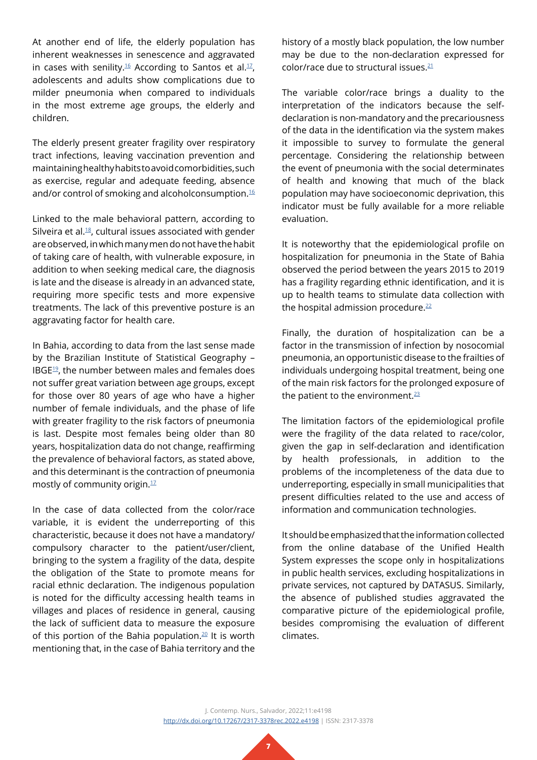At another end of life, the elderly population has inherent weaknesses in senescence and aggravated in cases with senility.[16] According to Santos et al.[17], adolescents and adults show complications due to milder pneumonia when compared to individuals in the most extreme age groups, the elderly and children.

The elderly present greater fragility over respiratory tract infections, leaving vaccination prevention and maintaining healthy habits to avoid comorbidities, such as exercise, regular and adequate feeding, absence and/or control of smoking and alcoholconsumption.[16]

Linked to the male behavioral pattern, according to Silveira et al.[18], cultural issues associated with gender are observed, in which many men do not have the habit of taking care of health, with vulnerable exposure, in addition to when seeking medical care, the diagnosis is late and the disease is already in an advanced state, requiring more specific tests and more expensive treatments. The lack of this preventive posture is an aggravating factor for health care.

In Bahia, according to data from the last sense made by the Brazilian Institute of Statistical Geography – IBGE[19], the number between males and females does not suffer great variation between age groups, except for those over 80 years of age who have a higher number of female individuals, and the phase of life with greater fragility to the risk factors of pneumonia is last. Despite most females being older than 80 years, hospitalization data do not change, reaffirming the prevalence of behavioral factors, as stated above, and this determinant is the contraction of pneumonia mostly of community origin.[17]

In the case of data collected from the color/race variable, it is evident the underreporting of this characteristic, because it does not have a mandatory/compulsory character to the patient/user/client, bringing to the system a fragility of the data, despite the obligation of the State to promote means for racial ethnic declaration. The indigenous population is noted for the difficulty accessing health teams in villages and places of residence in general, causing the lack of sufficient data to measure the exposure of this portion of the Bahia population.[20] It is worth mentioning that, in the case of Bahia territory and the history of a mostly black population, the low number may be due to the non-declaration expressed for color/race due to structural issues.[21]

The variable color/race brings a duality to the interpretation of the indicators because the self-declaration is non-mandatory and the precariousness of the data in the identification via the system makes it impossible to survey to formulate the general percentage. Considering the relationship between the event of pneumonia with the social determinates of health and knowing that much of the black population may have socioeconomic deprivation, this indicator must be fully available for a more reliable evaluation.

It is noteworthy that the epidemiological profile on hospitalization for pneumonia in the State of Bahia observed the period between the years 2015 to 2019 has a fragility regarding ethnic identification, and it is up to health teams to stimulate data collection with the hospital admission procedure.[22]

Finally, the duration of hospitalization can be a factor in the transmission of infection by nosocomial pneumonia, an opportunistic disease to the frailties of individuals undergoing hospital treatment, being one of the main risk factors for the prolonged exposure of the patient to the environment.[23]

The limitation factors of the epidemiological profile were the fragility of the data related to race/color, given the gap in self-declaration and identification by health professionals, in addition to the problems of the incompleteness of the data due to underreporting, especially in small municipalities that present difficulties related to the use and access of information and communication technologies.

It should be emphasized that the information collected from the online database of the Unified Health System expresses the scope only in hospitalizations in public health services, excluding hospitalizations in private services, not captured by DATASUS. Similarly, the absence of published studies aggravated the comparative picture of the epidemiological profile, besides compromising the evaluation of different climates.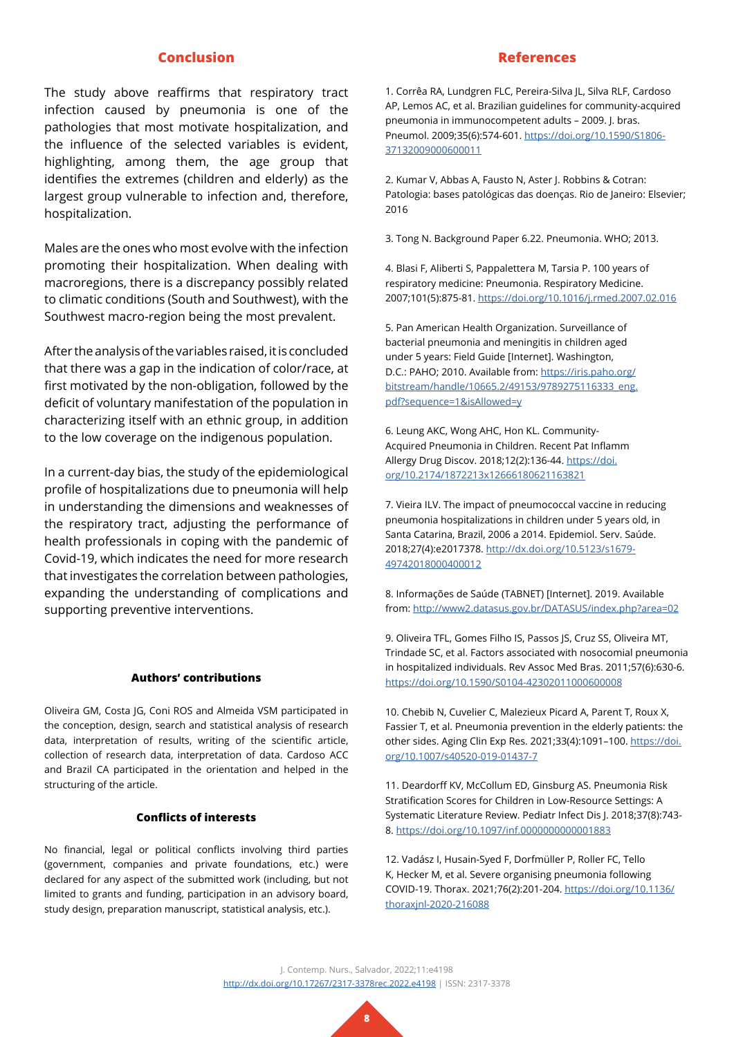## Conclusion

The study above reaffirms that respiratory tract infection caused by pneumonia is one of the pathologies that most motivate hospitalization, and the influence of the selected variables is evident, highlighting, among them, the age group that identifies the extremes (children and elderly) as the largest group vulnerable to infection and, therefore, hospitalization.

Males are the ones who most evolve with the infection promoting their hospitalization. When dealing with macroregions, there is a discrepancy possibly related to climatic conditions (South and Southwest), with the Southwest macro-region being the most prevalent.

After the analysis of the variables raised, it is concluded that there was a gap in the indication of color/race, at first motivated by the non-obligation, followed by the deficit of voluntary manifestation of the population in characterizing itself with an ethnic group, in addition to the low coverage on the indigenous population.

In a current-day bias, the study of the epidemiological profile of hospitalizations due to pneumonia will help in understanding the dimensions and weaknesses of the respiratory tract, adjusting the performance of health professionals in coping with the pandemic of Covid-19, which indicates the need for more research that investigates the correlation between pathologies, expanding the understanding of complications and supporting preventive interventions.

#### Authors' contributions

Oliveira GM, Costa JG, Coni ROS and Almeida VSM participated in the conception, design, search and statistical analysis of research data, interpretation of results, writing of the scientific article, collection of research data, interpretation of data. Cardoso ACC and Brazil CA participated in the orientation and helped in the structuring of the article.

#### Conflicts of interests

No financial, legal or political conflicts involving third parties (government, companies and private foundations, etc.) were declared for any aspect of the submitted work (including, but not limited to grants and funding, participation in an advisory board, study design, preparation manuscript, statistical analysis, etc.).

## References

1. Corrêa RA, Lundgren FLC, Pereira-Silva JL, Silva RLF, Cardoso AP, Lemos AC, et al. Brazilian guidelines for community-acquired pneumonia in immunocompetent adults – 2009. J. bras. Pneumol. 2009;35(6):574-601. https://doi.org/10.1590/S1806-37132009000600011

2. Kumar V, Abbas A, Fausto N, Aster J. Robbins & Cotran: Patologia: bases patológicas das doenças. Rio de Janeiro: Elsevier; 2016

3. Tong N. Background Paper 6.22. Pneumonia. WHO; 2013.

4. Blasi F, Aliberti S, Pappalettera M, Tarsia P. 100 years of respiratory medicine: Pneumonia. Respiratory Medicine. 2007;101(5):875-81. https://doi.org/10.1016/j.rmed.2007.02.016

5. Pan American Health Organization. Surveillance of bacterial pneumonia and meningitis in children aged under 5 years: Field Guide [Internet]. Washington, D.C.: PAHO; 2010. Available from: https://iris.paho.org/bitstream/handle/10665.2/49153/9789275116333_eng.pdf?sequence=1&isAllowed=y

6. Leung AKC, Wong AHC, Hon KL. Community-Acquired Pneumonia in Children. Recent Pat Inflamm Allergy Drug Discov. 2018;12(2):136-44. https://doi.org/10.2174/1872213x12666180621163821

7. Vieira ILV. The impact of pneumococcal vaccine in reducing pneumonia hospitalizations in children under 5 years old, in Santa Catarina, Brazil, 2006 a 2014. Epidemiol. Serv. Saúde. 2018;27(4):e2017378. http://dx.doi.org/10.5123/s1679-49742018000400012

8. Informações de Saúde (TABNET) [Internet]. 2019. Available from: http://www2.datasus.gov.br/DATASUS/index.php?area=02

9. Oliveira TFL, Gomes Filho IS, Passos JS, Cruz SS, Oliveira MT, Trindade SC, et al. Factors associated with nosocomial pneumonia in hospitalized individuals. Rev Assoc Med Bras. 2011;57(6):630-6. https://doi.org/10.1590/S0104-42302011000600008

10. Chebib N, Cuvelier C, Malezieux Picard A, Parent T, Roux X, Fassier T, et al. Pneumonia prevention in the elderly patients: the other sides. Aging Clin Exp Res. 2021;33(4):1091–100. https://doi.org/10.1007/s40520-019-01437-7

11. Deardorff KV, McCollum ED, Ginsburg AS. Pneumonia Risk Stratification Scores for Children in Low-Resource Settings: A Systematic Literature Review. Pediatr Infect Dis J. 2018;37(8):743-8. https://doi.org/10.1097/inf.0000000000001883

12. Vadász I, Husain-Syed F, Dorfmüller P, Roller FC, Tello K, Hecker M, et al. Severe organising pneumonia following COVID-19. Thorax. 2021;76(2):201-204. https://doi.org/10.1136/thoraxjnl-2020-216088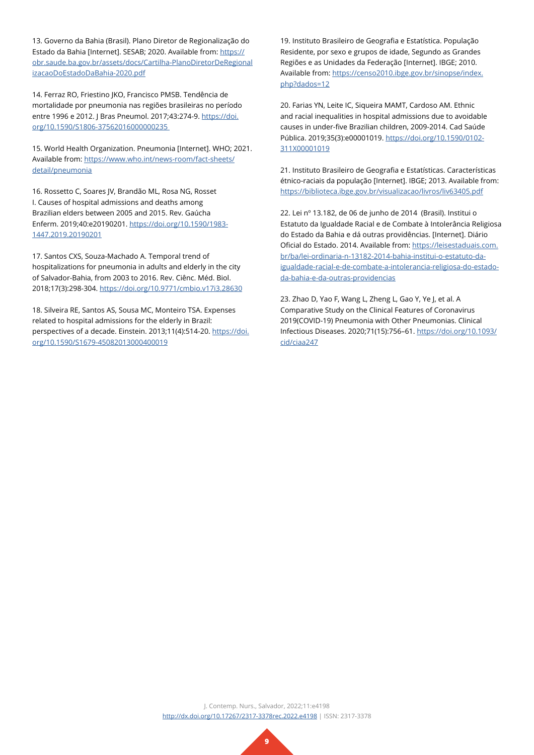13. Governo da Bahia (Brasil). Plano Diretor de Regionalização do Estado da Bahia [Internet]. SESAB; 2020. Available from: https://obr.saude.ba.gov.br/assets/docs/Cartilha-PlanoDiretorDeRegionalizacaoDoEstadoDaBahia-2020.pdf

14. Ferraz RO, Friestino JKO, Francisco PMSB. Tendência de mortalidade por pneumonia nas regiões brasileiras no período entre 1996 e 2012. J Bras Pneumol. 2017;43:274-9. https://doi.org/10.1590/S1806-37562016000000235

15. World Health Organization. Pneumonia [Internet]. WHO; 2021. Available from: https://www.who.int/news-room/fact-sheets/detail/pneumonia

16. Rossetto C, Soares JV, Brandão ML, Rosa NG, Rosset I. Causes of hospital admissions and deaths among Brazilian elders between 2005 and 2015. Rev. Gaúcha Enferm. 2019;40:e20190201. https://doi.org/10.1590/1983-1447.2019.20190201

17. Santos CXS, Souza-Machado A. Temporal trend of hospitalizations for pneumonia in adults and elderly in the city of Salvador-Bahia, from 2003 to 2016. Rev. Ciênc. Méd. Biol. 2018;17(3):298-304. https://doi.org/10.9771/cmbio.v17i3.28630

18. Silveira RE, Santos AS, Sousa MC, Monteiro TSA. Expenses related to hospital admissions for the elderly in Brazil: perspectives of a decade. Einstein. 2013;11(4):514-20. https://doi.org/10.1590/S1679-45082013000400019

19. Instituto Brasileiro de Geografia e Estatística. População Residente, por sexo e grupos de idade, Segundo as Grandes Regiões e as Unidades da Federação [Internet]. IBGE; 2010. Available from: https://censo2010.ibge.gov.br/sinopse/index.php?dados=12

20. Farias YN, Leite IC, Siqueira MAMT, Cardoso AM. Ethnic and racial inequalities in hospital admissions due to avoidable causes in under-five Brazilian children, 2009-2014. Cad Saúde Pública. 2019;35(3):e00001019. https://doi.org/10.1590/0102-311X00001019

21. Instituto Brasileiro de Geografia e Estatísticas. Características étnico-raciais da população [Internet]. IBGE; 2013. Available from: https://biblioteca.ibge.gov.br/visualizacao/livros/liv63405.pdf

22. Lei nº 13.182, de 06 de junho de 2014 (Brasil). Institui o Estatuto da Igualdade Racial e de Combate à Intolerância Religiosa do Estado da Bahia e dá outras providências. [Internet]. Diário Oficial do Estado. 2014. Available from: https://leisestaduais.com.br/ba/lei-ordinaria-n-13182-2014-bahia-institui-o-estatuto-da-igualdade-racial-e-de-combate-a-intolerancia-religiosa-do-estado-da-bahia-e-da-outras-providencias

23. Zhao D, Yao F, Wang L, Zheng L, Gao Y, Ye J, et al. A Comparative Study on the Clinical Features of Coronavirus 2019(COVID-19) Pneumonia with Other Pneumonias. Clinical Infectious Diseases. 2020;71(15):756–61. https://doi.org/10.1093/cid/ciaa247